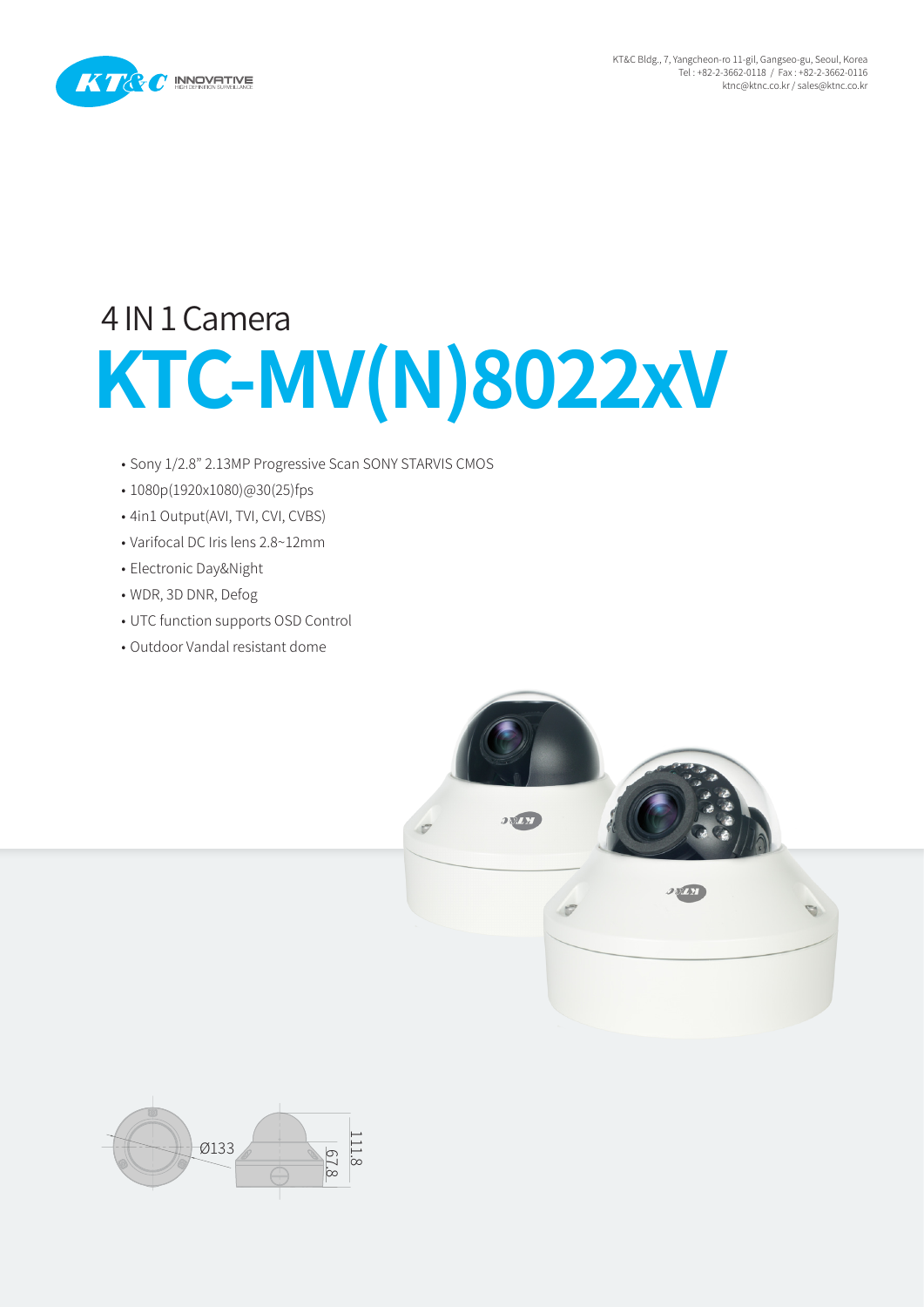KT&C Bldg., 7, Yangcheon-ro 11-gil, Gangseo-gu, Seoul, Korea
Tel : +82-2-3662-0118 / Fax : +82-2-3662-0116
ktnc@ktnc.co.kr / sales@ktnc.co.kr

## 4 IN 1 Camera

# KTC-MV(N)8022xV

- Sony 1/2.8" 2.13MP Progressive Scan SONY STARVIS CMOS
- 1080p(1920x1080)@30(25)fps
- 4in1 Output(AVI, TVI, CVI, CVBS)
- Varifocal DC Iris lens 2.8~12mm
- Electronic Day&Night
- WDR, 3D DNR, Defog
- UTC function supports OSD Control
- Outdoor Vandal resistant dome

Ø133

111.8

67.8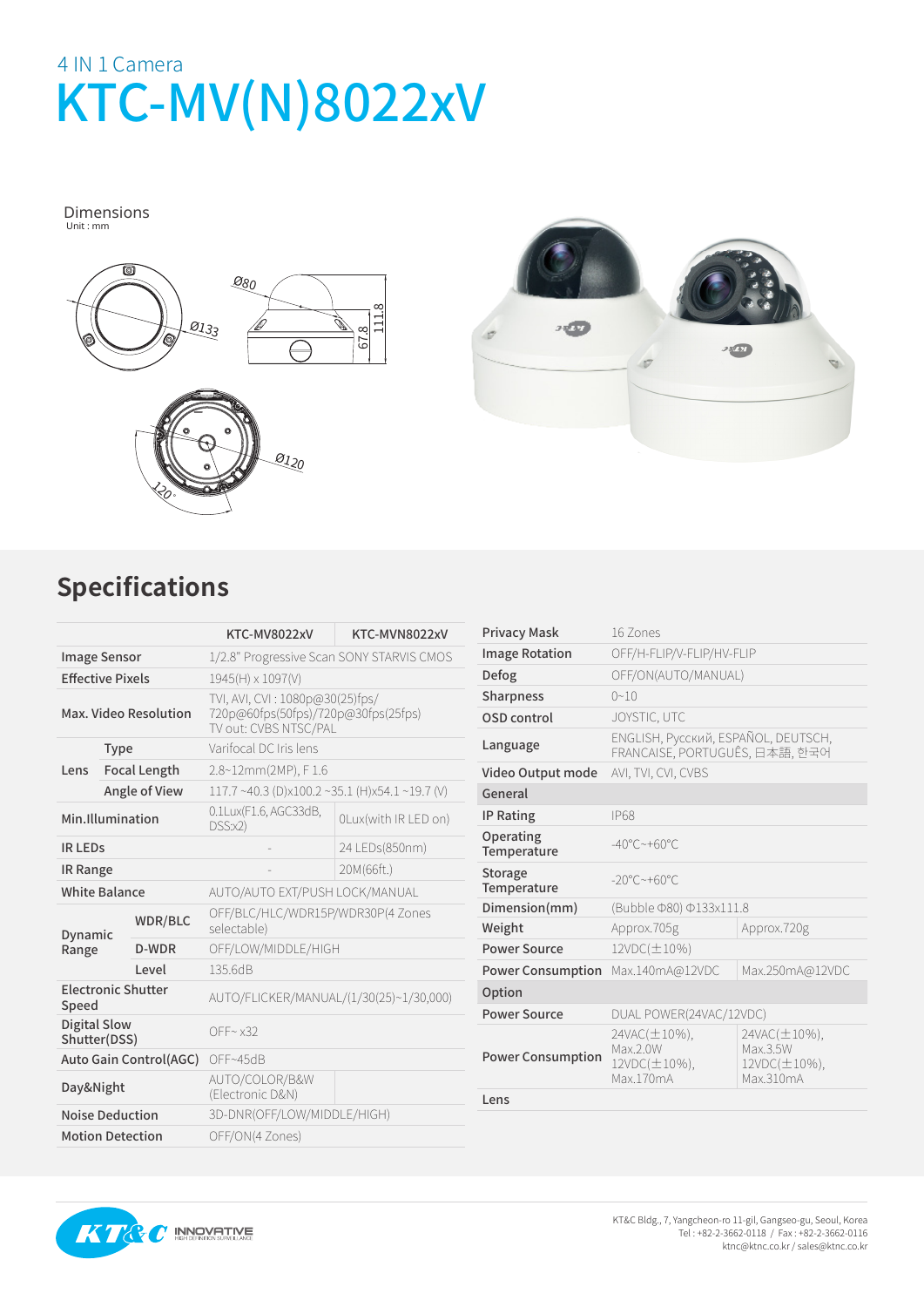4 IN 1 Camera

# KTC-MV(N)8022xV

Dimensions
Unit : mm

Ø133

Ø80

67.8

111.8

Ø120

120°

## Specifications

| | | KTC-MV8022xV | KTC-MVN8022xV |
|---|---|---|---|
| Image Sensor | | 1/2.8" Progressive Scan SONY STARVIS CMOS | |
| Effective Pixels | | 1945(H) x 1097(V) | |
| Max. Video Resolution | | TVI, AVI, CVI : 1080p@30(25)fps/ 720p@60fps(50fps)/720p@30fps(25fps) TV out: CVBS NTSC/PAL | |
| Lens | Type | Varifocal DC Iris lens | |
| | Focal Length | 2.8~12mm(2MP), F 1.6 | |
| | Angle of View | 117.7 ~40.3 (D)x100.2 ~35.1 (H)x54.1 ~19.7 (V) | |
| Min.Illumination | | 0.1Lux(F1.6, AGC33dB, DSSx2) | 0Lux(with IR LED on) |
| IR LEDs | | - | 24 LEDs(850nm) |
| IR Range | | - | 20M(66ft.) |
| White Balance | | AUTO/AUTO EXT/PUSH LOCK/MANUAL | |
| Dynamic Range | WDR/BLC | OFF/BLC/HLC/WDR15P/WDR30P(4 Zones selectable) | |
| | D-WDR | OFF/LOW/MIDDLE/HIGH | |
| | Level | 135.6dB | |
| Electronic Shutter Speed | | AUTO/FLICKER/MANUAL/(1/30(25)~1/30,000) | |
| Digital Slow Shutter(DSS) | | OFF~ x32 | |
| Auto Gain Control(AGC) | | OFF~45dB | |
| Day&Night | | AUTO/COLOR/B&W (Electronic D&N) | |
| Noise Deduction | | 3D-DNR(OFF/LOW/MIDDLE/HIGH) | |
| Motion Detection | | OFF/ON(4 Zones) | |

| | | |
|---|---|---|
| Privacy Mask | 16 Zones | |
| Image Rotation | OFF/H-FLIP/V-FLIP/HV-FLIP | |
| Defog | OFF/ON(AUTO/MANUAL) | |
| Sharpness | 0~10 | |
| OSD control | JOYSTIC, UTC | |
| Language | ENGLISH, Русский, ESPAÑOL, DEUTSCH, FRANCAISE, PORTUGUÊS, 日本語, 한국어 | |
| Video Output mode | AVI, TVI, CVI, CVBS | |
| **General** | | |
| IP Rating | IP68 | |
| Operating Temperature | -40°C~+60°C | |
| Storage Temperature | -20°C~+60°C | |
| Dimension(mm) | (Bubble Φ80) Φ133x111.8 | |
| Weight | Approx.705g | Approx.720g |
| Power Source | 12VDC(±10%) | |
| Power Consumption | Max.140mA@12VDC | Max.250mA@12VDC |
| **Option** | | |
| Power Source | DUAL POWER(24VAC/12VDC) | |
| Power Consumption | 24VAC(±10%), Max.2.0W 12VDC(±10%), Max.170mA | 24VAC(±10%), Max.3.5W 12VDC(±10%), Max.310mA |
| Lens | | |

KT&C INNOVATIVE HIGH DEFINITION SURVEILLANCE

KT&C Bldg., 7, Yangcheon-ro 11-gil, Gangseo-gu, Seoul, Korea
Tel : +82-2-3662-0118 / Fax : +82-2-3662-0116
ktnc@ktnc.co.kr / sales@ktnc.co.kr